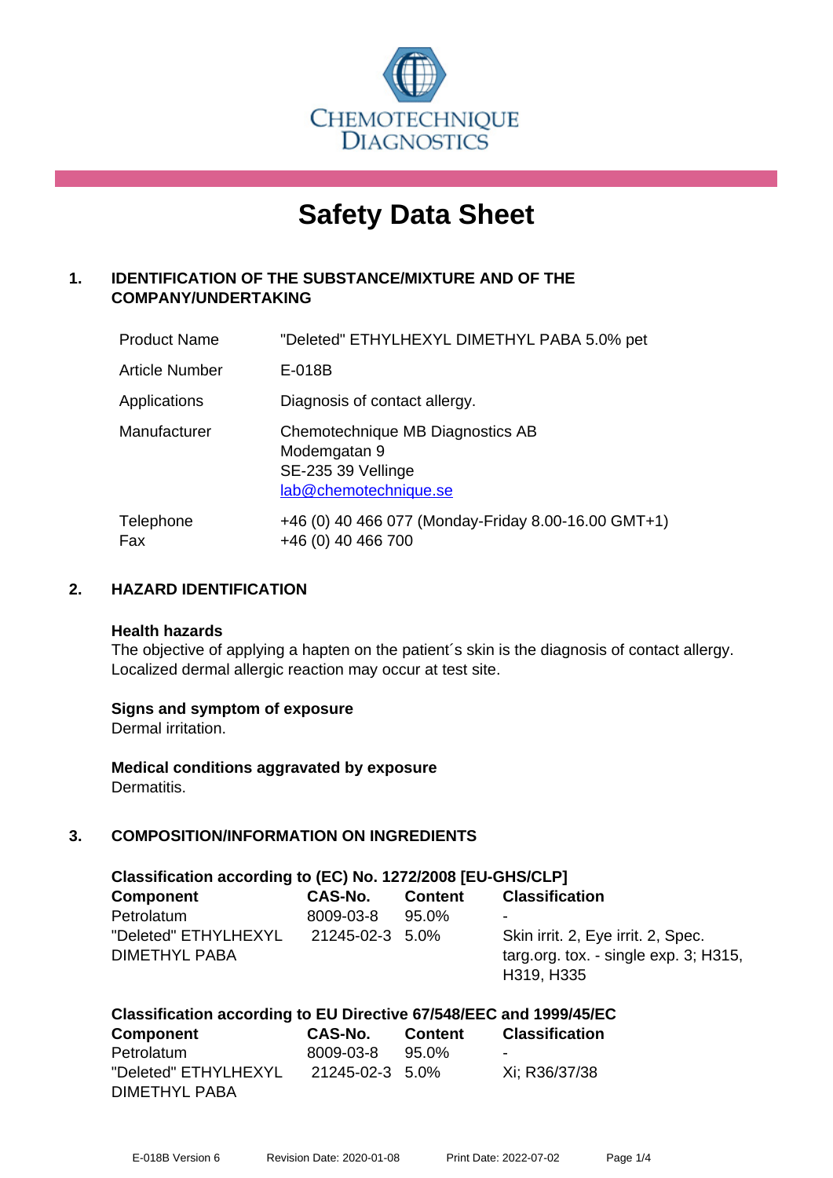Chemotechnique Diagnostics

# Safety Data Sheet

## 1. IDENTIFICATION OF THE SUBSTANCE/MIXTURE AND OF THE COMPANY/UNDERTAKING

| | |
|---|---|
| Product Name | "Deleted" ETHYLHEXYL DIMETHYL PABA 5.0% pet |
| Article Number | E-018B |
| Applications | Diagnosis of contact allergy. |
| Manufacturer | Chemotechnique MB Diagnostics AB<br>Modemgatan 9<br>SE-235 39 Vellinge<br>lab@chemotechnique.se |
| Telephone<br>Fax | +46 (0) 40 466 077 (Monday-Friday 8.00-16.00 GMT+1)<br>+46 (0) 40 466 700 |

## 2. HAZARD IDENTIFICATION

**Health hazards**

The objective of applying a hapten on the patient´s skin is the diagnosis of contact allergy. Localized dermal allergic reaction may occur at test site.

**Signs and symptom of exposure**

Dermal irritation.

**Medical conditions aggravated by exposure**

Dermatitis.

## 3. COMPOSITION/INFORMATION ON INGREDIENTS

**Classification according to (EC) No. 1272/2008 [EU-GHS/CLP]**

| Component | CAS-No. | Content | Classification |
|---|---|---|---|
| Petrolatum | 8009-03-8 | 95.0% | - |
| "Deleted" ETHYLHEXYL DIMETHYL PABA | 21245-02-3 | 5.0% | Skin irrit. 2, Eye irrit. 2, Spec. targ.org. tox. - single exp. 3; H315, H319, H335 |

**Classification according to EU Directive 67/548/EEC and 1999/45/EC**

| Component | CAS-No. | Content | Classification |
|---|---|---|---|
| Petrolatum | 8009-03-8 | 95.0% | - |
| "Deleted" ETHYLHEXYL DIMETHYL PABA | 21245-02-3 | 5.0% | Xi; R36/37/38 |

E-018B Version 6 Revision Date: 2020-01-08 Print Date: 2022-07-02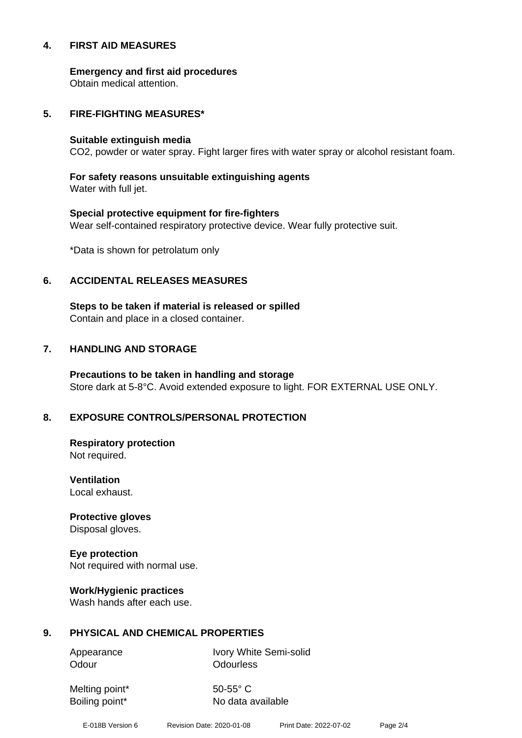## 4. FIRST AID MEASURES

**Emergency and first aid procedures**
Obtain medical attention.

## 5. FIRE-FIGHTING MEASURES*

**Suitable extinguish media**
$CO_2$, powder or water spray. Fight larger fires with water spray or alcohol resistant foam.

**For safety reasons unsuitable extinguishing agents**
Water with full jet.

**Special protective equipment for fire-fighters**
Wear self-contained respiratory protective device. Wear fully protective suit.

*Data is shown for petrolatum only

## 6. ACCIDENTAL RELEASES MEASURES

**Steps to be taken if material is released or spilled**
Contain and place in a closed container.

## 7. HANDLING AND STORAGE

**Precautions to be taken in handling and storage**
Store dark at 5-8°C. Avoid extended exposure to light. FOR EXTERNAL USE ONLY.

## 8. EXPOSURE CONTROLS/PERSONAL PROTECTION

**Respiratory protection**
Not required.

**Ventilation**
Local exhaust.

**Protective gloves**
Disposal gloves.

**Eye protection**
Not required with normal use.

**Work/Hygienic practices**
Wash hands after each use.

## 9. PHYSICAL AND CHEMICAL PROPERTIES

| | |
|---|---|
| Appearance | Ivory White Semi-solid |
| Odour | Odourless |
| Melting point* | 50-55° C |
| Boiling point* | No data available |

E-018B Version 6 Revision Date: 2020-01-08 Print Date: 2022-07-02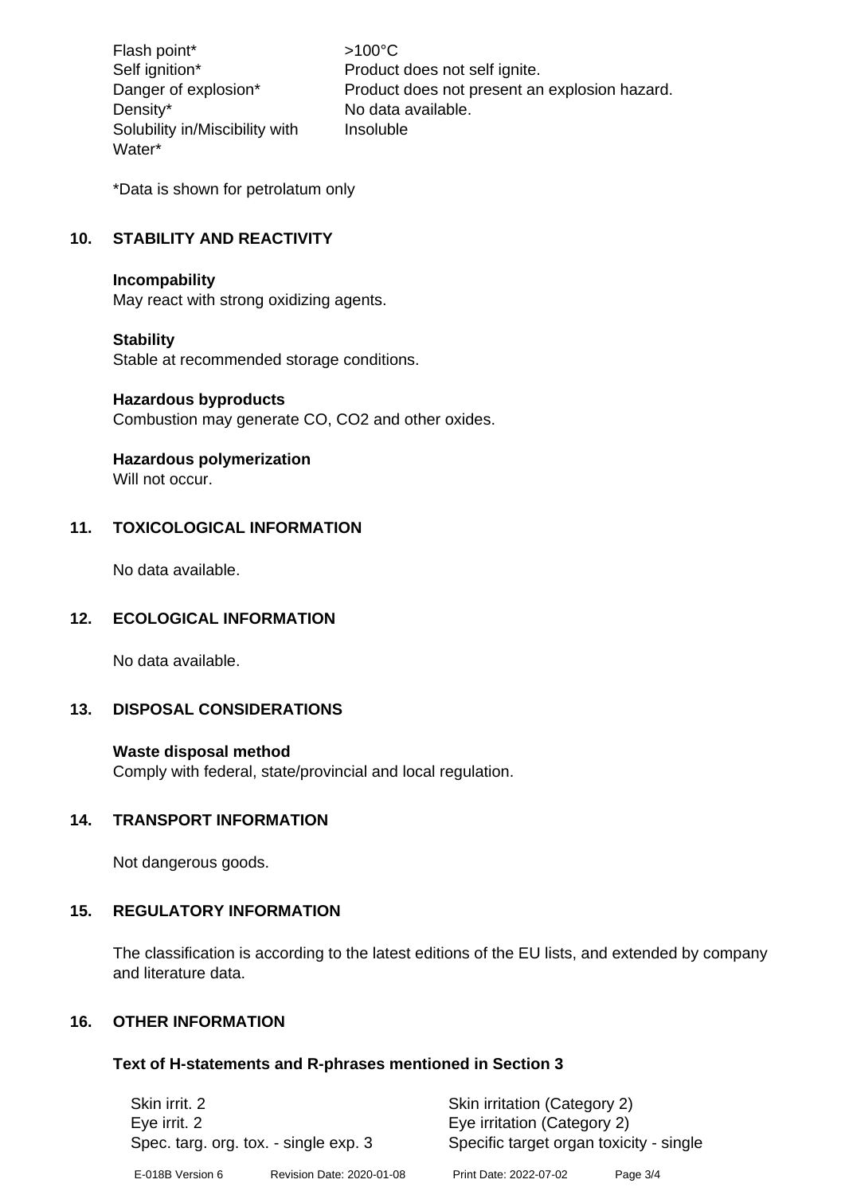| | |
|---|---|
| Flash point* | >100°C |
| Self ignition* | Product does not self ignite. |
| Danger of explosion* | Product does not present an explosion hazard. |
| Density* | No data available. |
| Solubility in/Miscibility with Water* | Insoluble |

*Data is shown for petrolatum only

## 10. STABILITY AND REACTIVITY

**Incompability**
May react with strong oxidizing agents.

**Stability**
Stable at recommended storage conditions.

**Hazardous byproducts**
Combustion may generate CO, $CO_2$ and other oxides.

**Hazardous polymerization**
Will not occur.

## 11. TOXICOLOGICAL INFORMATION

No data available.

## 12. ECOLOGICAL INFORMATION

No data available.

## 13. DISPOSAL CONSIDERATIONS

**Waste disposal method**
Comply with federal, state/provincial and local regulation.

## 14. TRANSPORT INFORMATION

Not dangerous goods.

## 15. REGULATORY INFORMATION

The classification is according to the latest editions of the EU lists, and extended by company and literature data.

## 16. OTHER INFORMATION

### Text of H-statements and R-phrases mentioned in Section 3

| | |
|---|---|
| Skin irrit. 2 | Skin irritation (Category 2) |
| Eye irrit. 2 | Eye irritation (Category 2) |
| Spec. targ. org. tox. - single exp. 3 | Specific target organ toxicity - single |

E-018B Version 6 Revision Date: 2020-01-08 Print Date: 2022-07-02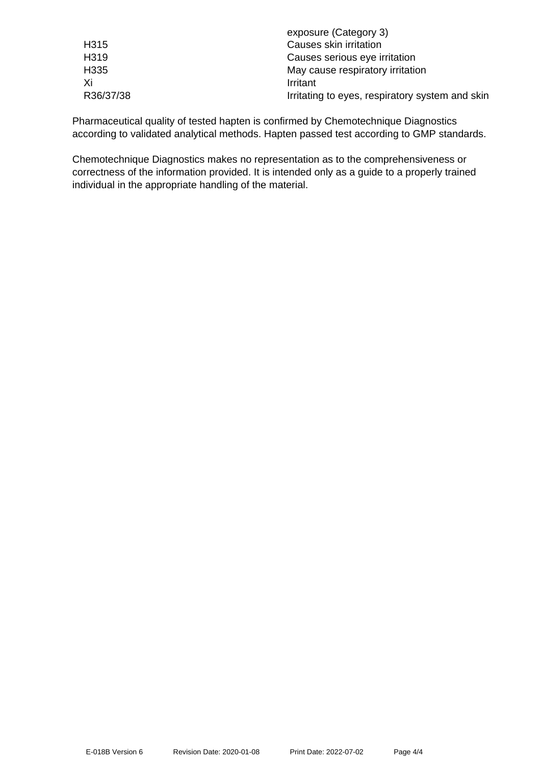| | |
|---|---|
| | exposure (Category 3) |
| H315 | Causes skin irritation |
| H319 | Causes serious eye irritation |
| H335 | May cause respiratory irritation |
| Xi | Irritant |
| R36/37/38 | Irritating to eyes, respiratory system and skin |

Pharmaceutical quality of tested hapten is confirmed by Chemotechnique Diagnostics according to validated analytical methods. Hapten passed test according to GMP standards.

Chemotechnique Diagnostics makes no representation as to the comprehensiveness or correctness of the information provided. It is intended only as a guide to a properly trained individual in the appropriate handling of the material.